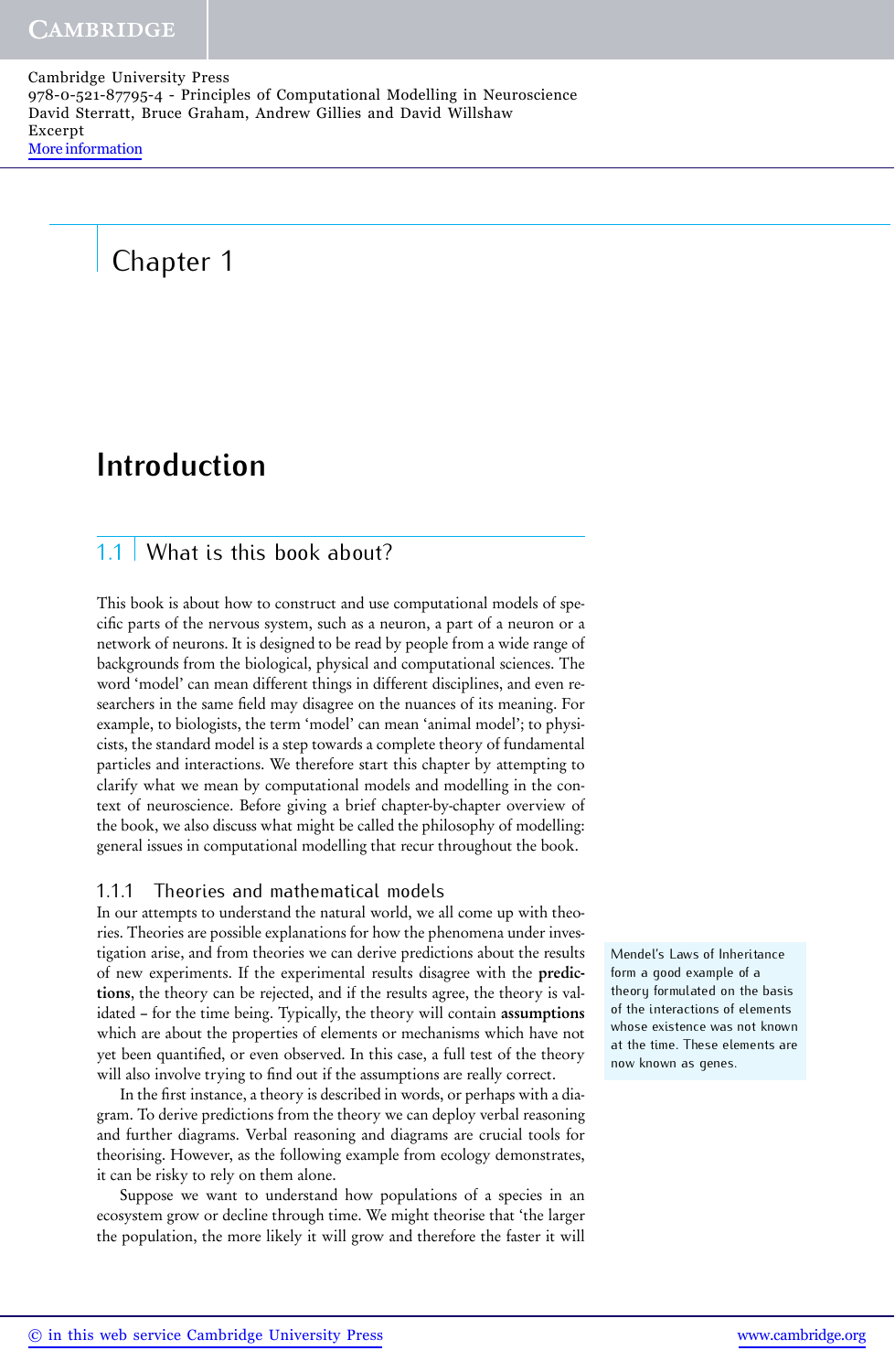# Chapter 1

# Introduction

## 1.1 What is this book about?

This book is about how to construct and use computational models of specific parts of the nervous system, such as a neuron, a part of a neuron or a network of neurons. It is designed to be read by people from a wide range of backgrounds from the biological, physical and computational sciences. The word 'model' can mean different things in different disciplines, and even researchers in the same field may disagree on the nuances of its meaning. For example, to biologists, the term 'model' can mean 'animal model'; to physicists, the standard model is a step towards a complete theory of fundamental particles and interactions. We therefore start this chapter by attempting to clarify what we mean by computational models and modelling in the context of neuroscience. Before giving a brief chapter-by-chapter overview of the book, we also discuss what might be called the philosophy of modelling: general issues in computational modelling that recur throughout the book.

### 1.1.1 Theories and mathematical models

In our attempts to understand the natural world, we all come up with theories. Theories are possible explanations for how the phenomena under investigation arise, and from theories we can derive predictions about the results of new experiments. If the experimental results disagree with the **predictions**, the theory can be rejected, and if the results agree, the theory is validated – for the time being. Typically, the theory will contain **assumptions** which are about the properties of elements or mechanisms which have not yet been quantified, or even observed. In this case, a full test of the theory will also involve trying to find out if the assumptions are really correct.

Mendel's Laws of Inheritance form a good example of a theory formulated on the basis of the interactions of elements whose existence was not known at the time. These elements are now known as genes.

In the first instance, a theory is described in words, or perhaps with a diagram. To derive predictions from the theory we can deploy verbal reasoning and further diagrams. Verbal reasoning and diagrams are crucial tools for theorising. However, as the following example from ecology demonstrates, it can be risky to rely on them alone.

Suppose we want to understand how populations of a species in an ecosystem grow or decline through time. We might theorise that 'the larger the population, the more likely it will grow and therefore the faster it will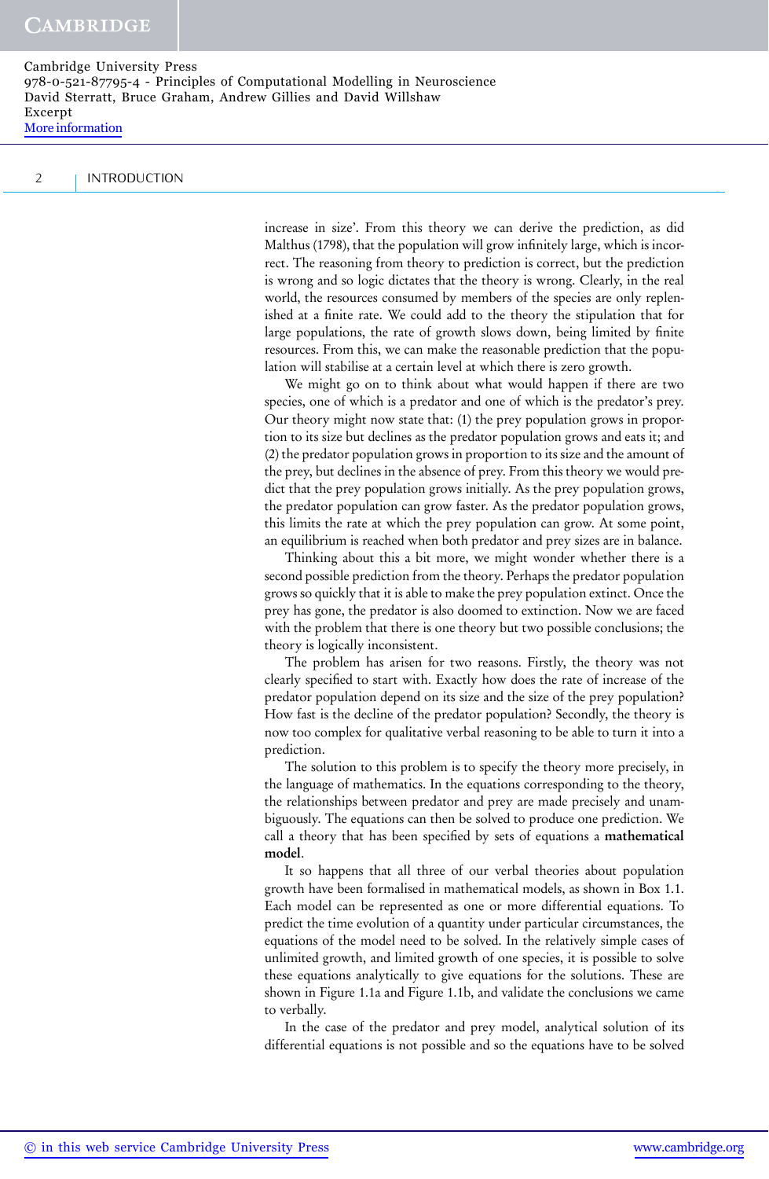increase in size'. From this theory we can derive the prediction, as did Malthus (1798), that the population will grow infinitely large, which is incorrect. The reasoning from theory to prediction is correct, but the prediction is wrong and so logic dictates that the theory is wrong. Clearly, in the real world, the resources consumed by members of the species are only replenished at a finite rate. We could add to the theory the stipulation that for large populations, the rate of growth slows down, being limited by finite resources. From this, we can make the reasonable prediction that the population will stabilise at a certain level at which there is zero growth.

We might go on to think about what would happen if there are two species, one of which is a predator and one of which is the predator's prey. Our theory might now state that: (1) the prey population grows in proportion to its size but declines as the predator population grows and eats it; and (2) the predator population grows in proportion to its size and the amount of the prey, but declines in the absence of prey. From this theory we would predict that the prey population grows initially. As the prey population grows, the predator population can grow faster. As the predator population grows, this limits the rate at which the prey population can grow. At some point, an equilibrium is reached when both predator and prey sizes are in balance.

Thinking about this a bit more, we might wonder whether there is a second possible prediction from the theory. Perhaps the predator population grows so quickly that it is able to make the prey population extinct. Once the prey has gone, the predator is also doomed to extinction. Now we are faced with the problem that there is one theory but two possible conclusions; the theory is logically inconsistent.

The problem has arisen for two reasons. Firstly, the theory was not clearly specified to start with. Exactly how does the rate of increase of the predator population depend on its size and the size of the prey population? How fast is the decline of the predator population? Secondly, the theory is now too complex for qualitative verbal reasoning to be able to turn it into a prediction.

The solution to this problem is to specify the theory more precisely, in the language of mathematics. In the equations corresponding to the theory, the relationships between predator and prey are made precisely and unambiguously. The equations can then be solved to produce one prediction. We call a theory that has been specified by sets of equations a **mathematical model**.

It so happens that all three of our verbal theories about population growth have been formalised in mathematical models, as shown in Box 1.1. Each model can be represented as one or more differential equations. To predict the time evolution of a quantity under particular circumstances, the equations of the model need to be solved. In the relatively simple cases of unlimited growth, and limited growth of one species, it is possible to solve these equations analytically to give equations for the solutions. These are shown in Figure 1.1a and Figure 1.1b, and validate the conclusions we came to verbally.

In the case of the predator and prey model, analytical solution of its differential equations is not possible and so the equations have to be solved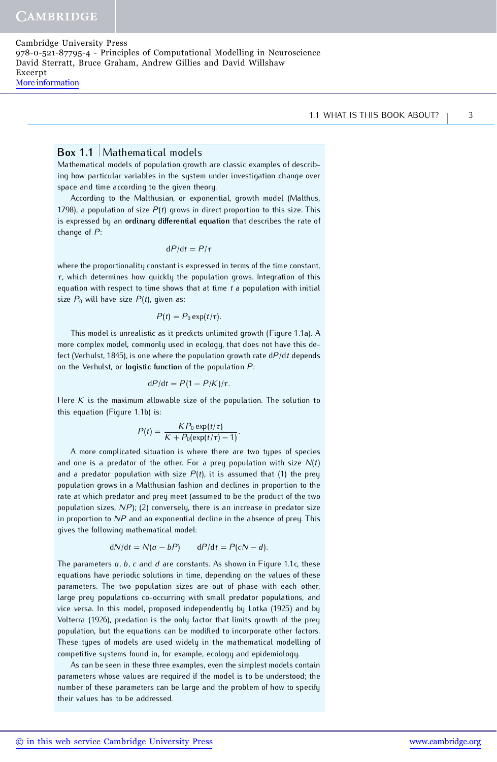### Box 1.1 Mathematical models

Mathematical models of population growth are classic examples of describing how particular variables in the system under investigation change over space and time according to the given theory.

According to the Malthusian, or exponential, growth model (Malthus, 1798), a population of size $P(t)$ grows in direct proportion to this size. This is expressed by an **ordinary differential equation** that describes the rate of change of $P$:

$$\mathrm{d}P/\mathrm{d}t = P/\tau$$

where the proportionality constant is expressed in terms of the time constant, $\tau$, which determines how quickly the population grows. Integration of this equation with respect to time shows that at time $t$ a population with initial size $P_0$ will have size $P(t)$, given as:

$$P(t) = P_0 \exp(t/\tau).$$

This model is unrealistic as it predicts unlimited growth (Figure 1.1a). A more complex model, commonly used in ecology, that does not have this defect (Verhulst, 1845), is one where the population growth rate $\mathrm{d}P/\mathrm{d}t$ depends on the Verhulst, or **logistic function** of the population $P$:

$$\mathrm{d}P/\mathrm{d}t = P(1 - P/K)/\tau.$$

Here $K$ is the maximum allowable size of the population. The solution to this equation (Figure 1.1b) is:

$$P(t) = \frac{K P_0 \exp(t/\tau)}{K + P_0(\exp(t/\tau) - 1)}.$$

A more complicated situation is where there are two types of species and one is a predator of the other. For a prey population with size $N(t)$ and a predator population with size $P(t)$, it is assumed that (1) the prey population grows in a Malthusian fashion and declines in proportion to the rate at which predator and prey meet (assumed to be the product of the two population sizes, $NP$); (2) conversely, there is an increase in predator size in proportion to $NP$ and an exponential decline in the absence of prey. This gives the following mathematical model:

$$\mathrm{d}N/\mathrm{d}t = N(a - bP) \qquad \mathrm{d}P/\mathrm{d}t = P(cN - d).$$

The parameters $a$, $b$, $c$ and $d$ are constants. As shown in Figure 1.1c, these equations have periodic solutions in time, depending on the values of these parameters. The two population sizes are out of phase with each other, large prey populations co-occurring with small predator populations, and vice versa. In this model, proposed independently by Lotka (1925) and by Volterra (1926), predation is the only factor that limits growth of the prey population, but the equations can be modified to incorporate other factors. These types of models are used widely in the mathematical modelling of competitive systems found in, for example, ecology and epidemiology.

As can be seen in these three examples, even the simplest models contain parameters whose values are required if the model is to be understood; the number of these parameters can be large and the problem of how to specify their values has to be addressed.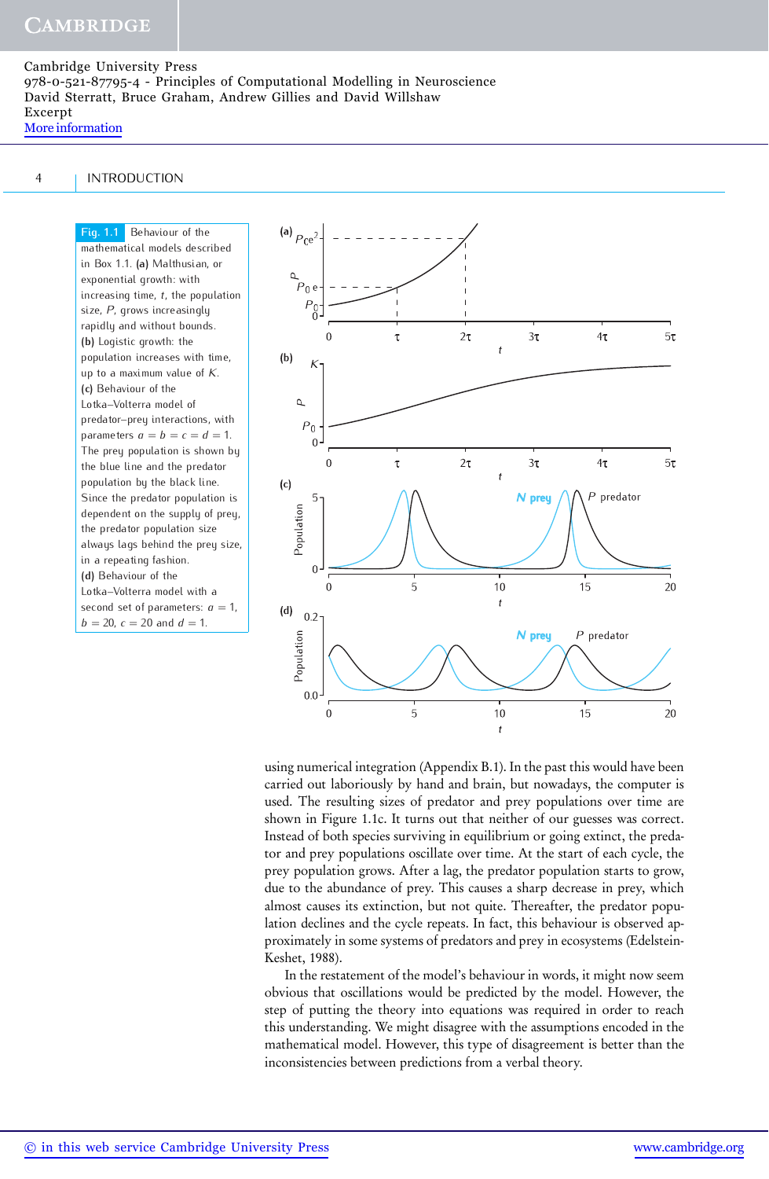**Fig. 1.1** Behaviour of the mathematical models described in Box 1.1. **(a)** Malthusian, or exponential growth: with increasing time, $t$, the population size, $P$, grows increasingly rapidly and without bounds. **(b)** Logistic growth: the population increases with time, up to a maximum value of $K$. **(c)** Behaviour of the Lotka–Volterra model of predator–prey interactions, with parameters $a = b = c = d = 1$. The prey population is shown by the blue line and the predator population by the black line. Since the predator population is dependent on the supply of prey, the predator population size always lags behind the prey size, in a repeating fashion. **(d)** Behaviour of the Lotka–Volterra model with a second set of parameters: $a = 1$, $b = 20$, $c = 20$ and $d = 1$.

using numerical integration (Appendix B.1). In the past this would have been carried out laboriously by hand and brain, but nowadays, the computer is used. The resulting sizes of predator and prey populations over time are shown in Figure 1.1c. It turns out that neither of our guesses was correct. Instead of both species surviving in equilibrium or going extinct, the predator and prey populations oscillate over time. At the start of each cycle, the prey population grows. After a lag, the predator population starts to grow, due to the abundance of prey. This causes a sharp decrease in prey, which almost causes its extinction, but not quite. Thereafter, the predator population declines and the cycle repeats. In fact, this behaviour is observed approximately in some systems of predators and prey in ecosystems (Edelstein-Keshet, 1988).

In the restatement of the model's behaviour in words, it might now seem obvious that oscillations would be predicted by the model. However, the step of putting the theory into equations was required in order to reach this understanding. We might disagree with the assumptions encoded in the mathematical model. However, this type of disagreement is better than the inconsistencies between predictions from a verbal theory.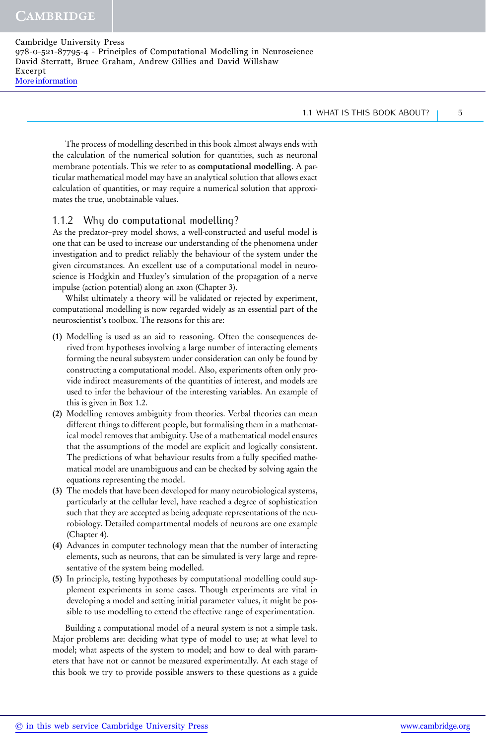The process of modelling described in this book almost always ends with the calculation of the numerical solution for quantities, such as neuronal membrane potentials. This we refer to as **computational modelling**. A particular mathematical model may have an analytical solution that allows exact calculation of quantities, or may require a numerical solution that approximates the true, unobtainable values.

### 1.1.2 Why do computational modelling?

As the predator–prey model shows, a well-constructed and useful model is one that can be used to increase our understanding of the phenomena under investigation and to predict reliably the behaviour of the system under the given circumstances. An excellent use of a computational model in neuroscience is Hodgkin and Huxley's simulation of the propagation of a nerve impulse (action potential) along an axon (Chapter 3).

Whilst ultimately a theory will be validated or rejected by experiment, computational modelling is now regarded widely as an essential part of the neuroscientist's toolbox. The reasons for this are:

**(1)** Modelling is used as an aid to reasoning. Often the consequences derived from hypotheses involving a large number of interacting elements forming the neural subsystem under consideration can only be found by constructing a computational model. Also, experiments often only provide indirect measurements of the quantities of interest, and models are used to infer the behaviour of the interesting variables. An example of this is given in Box 1.2.

**(2)** Modelling removes ambiguity from theories. Verbal theories can mean different things to different people, but formalising them in a mathematical model removes that ambiguity. Use of a mathematical model ensures that the assumptions of the model are explicit and logically consistent. The predictions of what behaviour results from a fully specified mathematical model are unambiguous and can be checked by solving again the equations representing the model.

**(3)** The models that have been developed for many neurobiological systems, particularly at the cellular level, have reached a degree of sophistication such that they are accepted as being adequate representations of the neurobiology. Detailed compartmental models of neurons are one example (Chapter 4).

**(4)** Advances in computer technology mean that the number of interacting elements, such as neurons, that can be simulated is very large and representative of the system being modelled.

**(5)** In principle, testing hypotheses by computational modelling could supplement experiments in some cases. Though experiments are vital in developing a model and setting initial parameter values, it might be possible to use modelling to extend the effective range of experimentation.

Building a computational model of a neural system is not a simple task. Major problems are: deciding what type of model to use; at what level to model; what aspects of the system to model; and how to deal with parameters that have not or cannot be measured experimentally. At each stage of this book we try to provide possible answers to these questions as a guide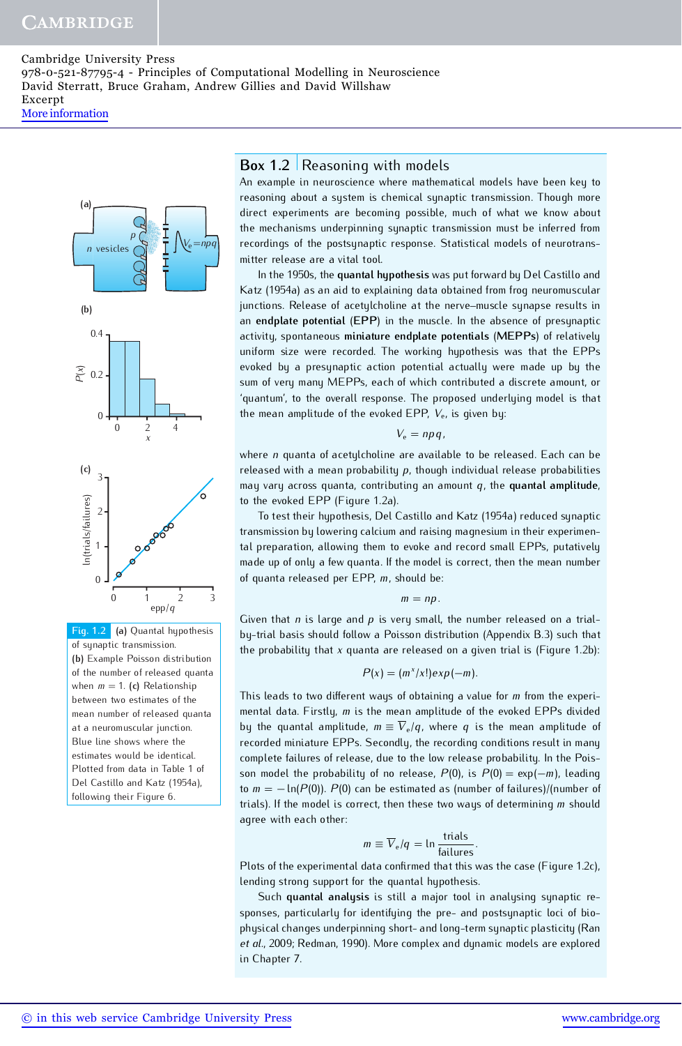Cambridge University Press
978-0-521-87795-4 - Principles of Computational Modelling in Neuroscience
David Sterratt, Bruce Graham, Andrew Gillies and David Willshaw
Excerpt
More information

**Fig. 1.2** (a) Quantal hypothesis of synaptic transmission. (b) Example Poisson distribution of the number of released quanta when $m = 1$. (c) Relationship between two estimates of the mean number of released quanta at a neuromuscular junction. Blue line shows where the estimates would be identical. Plotted from data in Table 1 of Del Castillo and Katz (1954a), following their Figure 6.

## Box 1.2 Reasoning with models

An example in neuroscience where mathematical models have been key to reasoning about a system is chemical synaptic transmission. Though more direct experiments are becoming possible, much of what we know about the mechanisms underpinning synaptic transmission must be inferred from recordings of the postsynaptic response. Statistical models of neurotransmitter release are a vital tool.

In the 1950s, the **quantal hypothesis** was put forward by Del Castillo and Katz (1954a) as an aid to explaining data obtained from frog neuromuscular junctions. Release of acetylcholine at the nerve–muscle synapse results in an **endplate potential** (**EPP**) in the muscle. In the absence of presynaptic activity, spontaneous **miniature endplate potentials** (**MEPPs**) of relatively uniform size were recorded. The working hypothesis was that the EPPs evoked by a presynaptic action potential actually were made up by the sum of very many MEPPs, each of which contributed a discrete amount, or 'quantum', to the overall response. The proposed underlying model is that the mean amplitude of the evoked EPP, $V_e$, is given by:

$$V_e = npq,$$

where $n$ quanta of acetylcholine are available to be released. Each can be released with a mean probability $p$, though individual release probabilities may vary across quanta, contributing an amount $q$, the **quantal amplitude**, to the evoked EPP (Figure 1.2a).

To test their hypothesis, Del Castillo and Katz (1954a) reduced synaptic transmission by lowering calcium and raising magnesium in their experimental preparation, allowing them to evoke and record small EPPs, putatively made up of only a few quanta. If the model is correct, then the mean number of quanta released per EPP, $m$, should be:

$$m = np.$$

Given that $n$ is large and $p$ is very small, the number released on a trial-by-trial basis should follow a Poisson distribution (Appendix B.3) such that the probability that $x$ quanta are released on a given trial is (Figure 1.2b):

$$P(x) = (m^x/x!)exp(-m).$$

This leads to two different ways of obtaining a value for $m$ from the experimental data. Firstly, $m$ is the mean amplitude of the evoked EPPs divided by the quantal amplitude, $m \equiv \overline{V}_e/q$, where $q$ is the mean amplitude of recorded miniature EPPs. Secondly, the recording conditions result in many complete failures of release, due to the low release probability. In the Poisson model the probability of no release, $P(0)$, is $P(0) = \exp(-m)$, leading to $m = -\ln(P(0))$. $P(0)$ can be estimated as (number of failures)/(number of trials). If the model is correct, then these two ways of determining $m$ should agree with each other:

$$m \equiv \overline{V}_e/q = \ln \frac{\text{trials}}{\text{failures}}.$$

Plots of the experimental data confirmed that this was the case (Figure 1.2c), lending strong support for the quantal hypothesis.

Such **quantal analysis** is still a major tool in analysing synaptic responses, particularly for identifying the pre- and postsynaptic loci of biophysical changes underpinning short- and long-term synaptic plasticity (Ran *et al.*, 2009; Redman, 1990). More complex and dynamic models are explored in Chapter 7.

© in this web service Cambridge University Press www.cambridge.org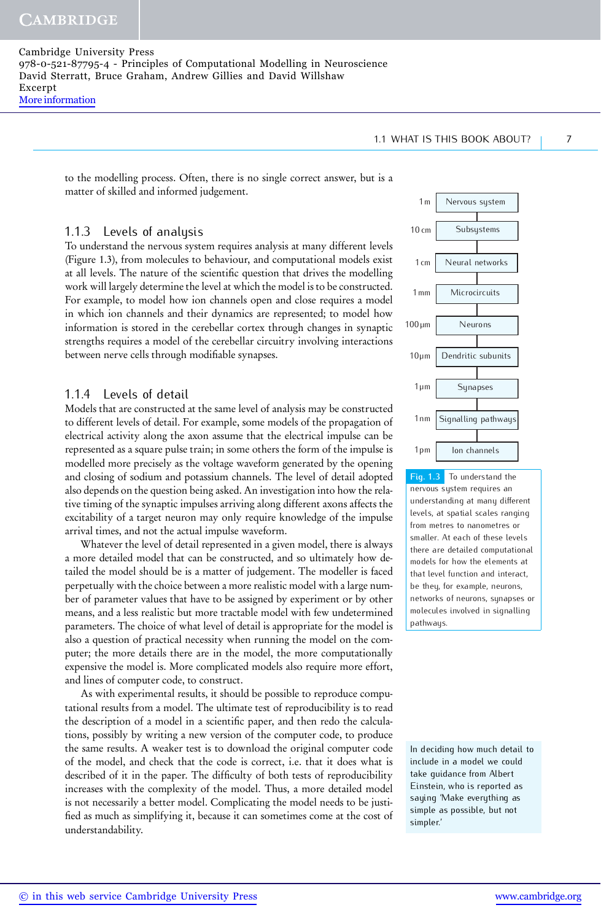to the modelling process. Often, there is no single correct answer, but is a matter of skilled and informed judgement.

### 1.1.3 Levels of analysis

To understand the nervous system requires analysis at many different levels (Figure 1.3), from molecules to behaviour, and computational models exist at all levels. The nature of the scientific question that drives the modelling work will largely determine the level at which the model is to be constructed. For example, to model how ion channels open and close requires a model in which ion channels and their dynamics are represented; to model how information is stored in the cerebellar cortex through changes in synaptic strengths requires a model of the cerebellar circuitry involving interactions between nerve cells through modifiable synapses.

| Scale | Level |
|---|---|
| 1 m | Nervous system |
| 10 cm | Subsystems |
| 1 cm | Neural networks |
| 1 mm | Microcircuits |
| 100 μm | Neurons |
| 10 μm | Dendritic subunits |
| 1 μm | Synapses |
| 1 nm | Signalling pathways |
| 1 pm | Ion channels |

**Fig. 1.3** To understand the nervous system requires an understanding at many different levels, at spatial scales ranging from metres to nanometres or smaller. At each of these levels there are detailed computational models for how the elements at that level function and interact, be they, for example, neurons, networks of neurons, synapses or molecules involved in signalling pathways.

### 1.1.4 Levels of detail

Models that are constructed at the same level of analysis may be constructed to different levels of detail. For example, some models of the propagation of electrical activity along the axon assume that the electrical impulse can be represented as a square pulse train; in some others the form of the impulse is modelled more precisely as the voltage waveform generated by the opening and closing of sodium and potassium channels. The level of detail adopted also depends on the question being asked. An investigation into how the relative timing of the synaptic impulses arriving along different axons affects the excitability of a target neuron may only require knowledge of the impulse arrival times, and not the actual impulse waveform.

Whatever the level of detail represented in a given model, there is always a more detailed model that can be constructed, and so ultimately how detailed the model should be is a matter of judgement. The modeller is faced perpetually with the choice between a more realistic model with a large number of parameter values that have to be assigned by experiment or by other means, and a less realistic but more tractable model with few undetermined parameters. The choice of what level of detail is appropriate for the model is also a question of practical necessity when running the model on the computer; the more details there are in the model, the more computationally expensive the model is. More complicated models also require more effort, and lines of computer code, to construct.

As with experimental results, it should be possible to reproduce computational results from a model. The ultimate test of reproducibility is to read the description of a model in a scientific paper, and then redo the calculations, possibly by writing a new version of the computer code, to produce the same results. A weaker test is to download the original computer code of the model, and check that the code is correct, i.e. that it does what is described of it in the paper. The difficulty of both tests of reproducibility increases with the complexity of the model. Thus, a more detailed model is not necessarily a better model. Complicating the model needs to be justified as much as simplifying it, because it can sometimes come at the cost of understandability.

In deciding how much detail to include in a model we could take guidance from Albert Einstein, who is reported as saying 'Make everything as simple as possible, but not simpler.'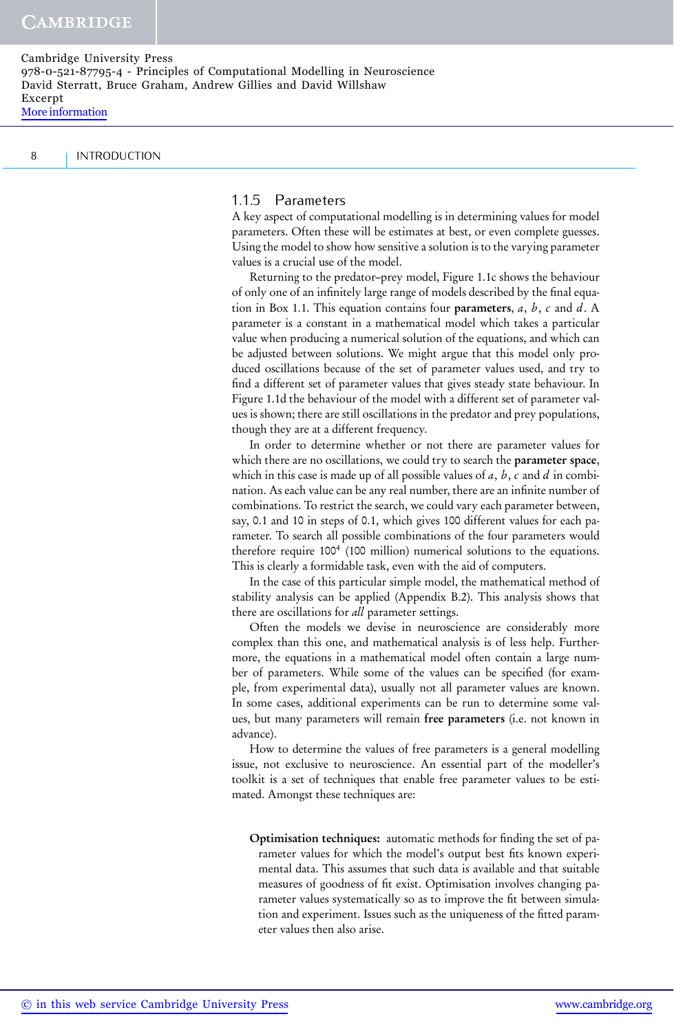### 1.1.5 Parameters

A key aspect of computational modelling is in determining values for model parameters. Often these will be estimates at best, or even complete guesses. Using the model to show how sensitive a solution is to the varying parameter values is a crucial use of the model.

Returning to the predator–prey model, Figure 1.1c shows the behaviour of only one of an infinitely large range of models described by the final equation in Box 1.1. This equation contains four **parameters**, $a$, $b$, $c$ and $d$. A parameter is a constant in a mathematical model which takes a particular value when producing a numerical solution of the equations, and which can be adjusted between solutions. We might argue that this model only produced oscillations because of the set of parameter values used, and try to find a different set of parameter values that gives steady state behaviour. In Figure 1.1d the behaviour of the model with a different set of parameter values is shown; there are still oscillations in the predator and prey populations, though they are at a different frequency.

In order to determine whether or not there are parameter values for which there are no oscillations, we could try to search the **parameter space**, which in this case is made up of all possible values of $a$, $b$, $c$ and $d$ in combination. As each value can be any real number, there are an infinite number of combinations. To restrict the search, we could vary each parameter between, say, 0.1 and 10 in steps of 0.1, which gives 100 different values for each parameter. To search all possible combinations of the four parameters would therefore require $100^4$ (100 million) numerical solutions to the equations. This is clearly a formidable task, even with the aid of computers.

In the case of this particular simple model, the mathematical method of stability analysis can be applied (Appendix B.2). This analysis shows that there are oscillations for *all* parameter settings.

Often the models we devise in neuroscience are considerably more complex than this one, and mathematical analysis is of less help. Furthermore, the equations in a mathematical model often contain a large number of parameters. While some of the values can be specified (for example, from experimental data), usually not all parameter values are known. In some cases, additional experiments can be run to determine some values, but many parameters will remain **free parameters** (i.e. not known in advance).

How to determine the values of free parameters is a general modelling issue, not exclusive to neuroscience. An essential part of the modeller's toolkit is a set of techniques that enable free parameter values to be estimated. Amongst these techniques are:

**Optimisation techniques:** automatic methods for finding the set of parameter values for which the model's output best fits known experimental data. This assumes that such data is available and that suitable measures of goodness of fit exist. Optimisation involves changing parameter values systematically so as to improve the fit between simulation and experiment. Issues such as the uniqueness of the fitted parameter values then also arise.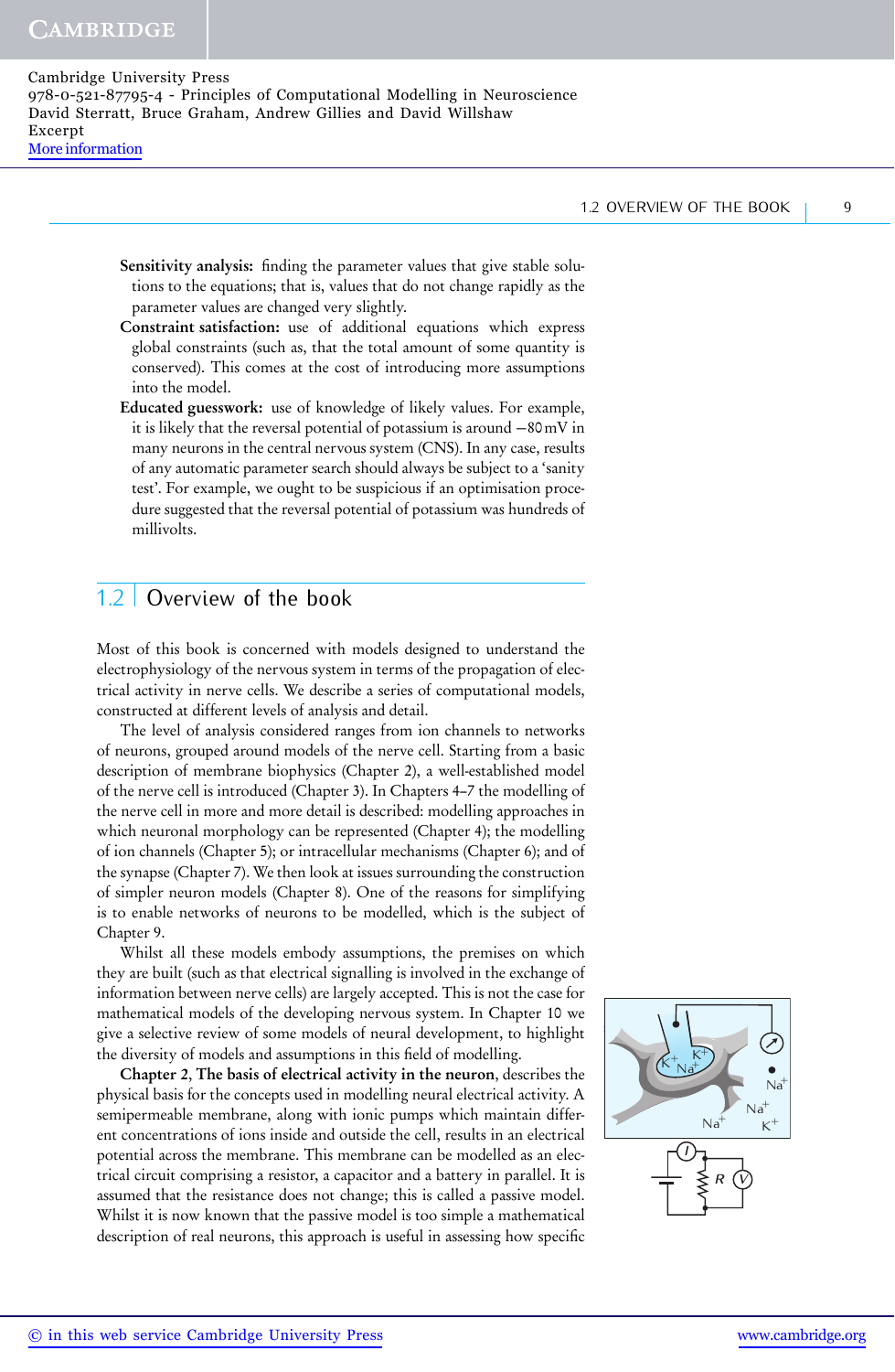**Sensitivity analysis:** finding the parameter values that give stable solutions to the equations; that is, values that do not change rapidly as the parameter values are changed very slightly.

**Constraint satisfaction:** use of additional equations which express global constraints (such as, that the total amount of some quantity is conserved). This comes at the cost of introducing more assumptions into the model.

**Educated guesswork:** use of knowledge of likely values. For example, it is likely that the reversal potential of potassium is around −80 mV in many neurons in the central nervous system (CNS). In any case, results of any automatic parameter search should always be subject to a 'sanity test'. For example, we ought to be suspicious if an optimisation procedure suggested that the reversal potential of potassium was hundreds of millivolts.

## 1.2 Overview of the book

Most of this book is concerned with models designed to understand the electrophysiology of the nervous system in terms of the propagation of electrical activity in nerve cells. We describe a series of computational models, constructed at different levels of analysis and detail.

The level of analysis considered ranges from ion channels to networks of neurons, grouped around models of the nerve cell. Starting from a basic description of membrane biophysics (Chapter 2), a well-established model of the nerve cell is introduced (Chapter 3). In Chapters 4–7 the modelling of the nerve cell in more and more detail is described: modelling approaches in which neuronal morphology can be represented (Chapter 4); the modelling of ion channels (Chapter 5); or intracellular mechanisms (Chapter 6); and of the synapse (Chapter 7). We then look at issues surrounding the construction of simpler neuron models (Chapter 8). One of the reasons for simplifying is to enable networks of neurons to be modelled, which is the subject of Chapter 9.

Whilst all these models embody assumptions, the premises on which they are built (such as that electrical signalling is involved in the exchange of information between nerve cells) are largely accepted. This is not the case for mathematical models of the developing nervous system. In Chapter 10 we give a selective review of some models of neural development, to highlight the diversity of models and assumptions in this field of modelling.

**Chapter 2, The basis of electrical activity in the neuron**, describes the physical basis for the concepts used in modelling neural electrical activity. A semipermeable membrane, along with ionic pumps which maintain different concentrations of ions inside and outside the cell, results in an electrical potential across the membrane. This membrane can be modelled as an electrical circuit comprising a resistor, a capacitor and a battery in parallel. It is assumed that the resistance does not change; this is called a passive model. Whilst it is now known that the passive model is too simple a mathematical description of real neurons, this approach is useful in assessing how specific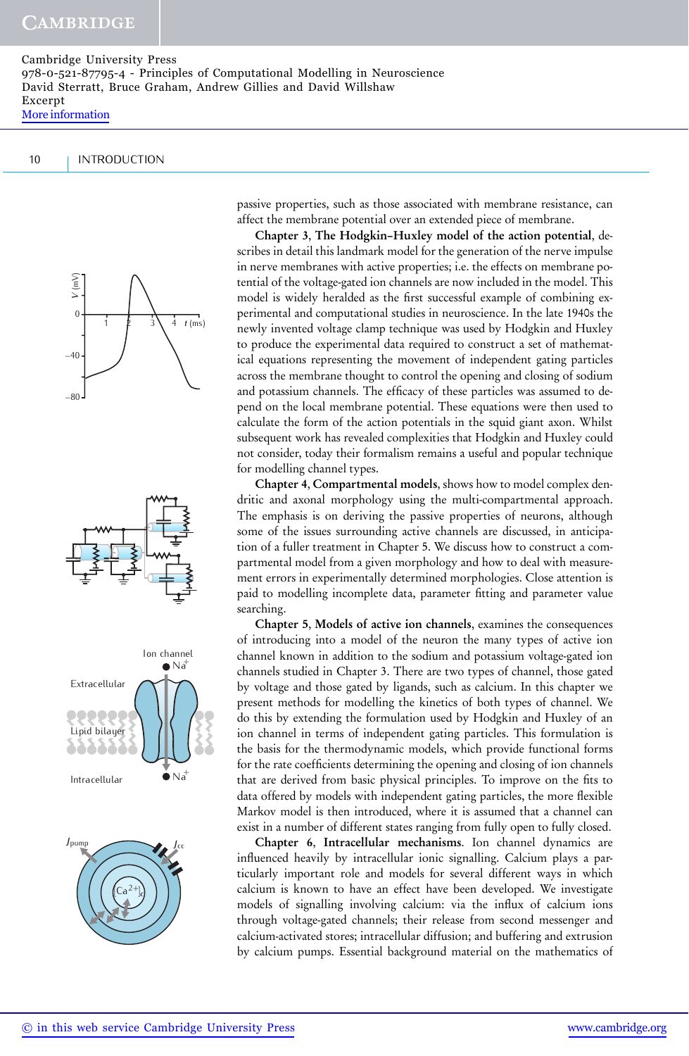V (mV)
0
–40
–80
1
2
3
4
t (ms)

Ion channel
Na+
Extracellular
Lipid bilayer
Intracellular
Na+

$J_{pump}$
$J_{cc}$
$[Ca^{2+}]_c$

passive properties, such as those associated with membrane resistance, can affect the membrane potential over an extended piece of membrane.

**Chapter 3**, **The Hodgkin–Huxley model of the action potential**, describes in detail this landmark model for the generation of the nerve impulse in nerve membranes with active properties; i.e. the effects on membrane potential of the voltage-gated ion channels are now included in the model. This model is widely heralded as the first successful example of combining experimental and computational studies in neuroscience. In the late 1940s the newly invented voltage clamp technique was used by Hodgkin and Huxley to produce the experimental data required to construct a set of mathematical equations representing the movement of independent gating particles across the membrane thought to control the opening and closing of sodium and potassium channels. The efficacy of these particles was assumed to depend on the local membrane potential. These equations were then used to calculate the form of the action potentials in the squid giant axon. Whilst subsequent work has revealed complexities that Hodgkin and Huxley could not consider, today their formalism remains a useful and popular technique for modelling channel types.

**Chapter 4**, **Compartmental models**, shows how to model complex dendritic and axonal morphology using the multi-compartmental approach. The emphasis is on deriving the passive properties of neurons, although some of the issues surrounding active channels are discussed, in anticipation of a fuller treatment in Chapter 5. We discuss how to construct a compartmental model from a given morphology and how to deal with measurement errors in experimentally determined morphologies. Close attention is paid to modelling incomplete data, parameter fitting and parameter value searching.

**Chapter 5**, **Models of active ion channels**, examines the consequences of introducing into a model of the neuron the many types of active ion channel known in addition to the sodium and potassium voltage-gated ion channels studied in Chapter 3. There are two types of channel, those gated by voltage and those gated by ligands, such as calcium. In this chapter we present methods for modelling the kinetics of both types of channel. We do this by extending the formulation used by Hodgkin and Huxley of an ion channel in terms of independent gating particles. This formulation is the basis for the thermodynamic models, which provide functional forms for the rate coefficients determining the opening and closing of ion channels that are derived from basic physical principles. To improve on the fits to data offered by models with independent gating particles, the more flexible Markov model is then introduced, where it is assumed that a channel can exist in a number of different states ranging from fully open to fully closed.

**Chapter 6**, **Intracellular mechanisms**. Ion channel dynamics are influenced heavily by intracellular ionic signalling. Calcium plays a particularly important role and models for several different ways in which calcium is known to have an effect have been developed. We investigate models of signalling involving calcium: via the influx of calcium ions through voltage-gated channels; their release from second messenger and calcium-activated stores; intracellular diffusion; and buffering and extrusion by calcium pumps. Essential background material on the mathematics of